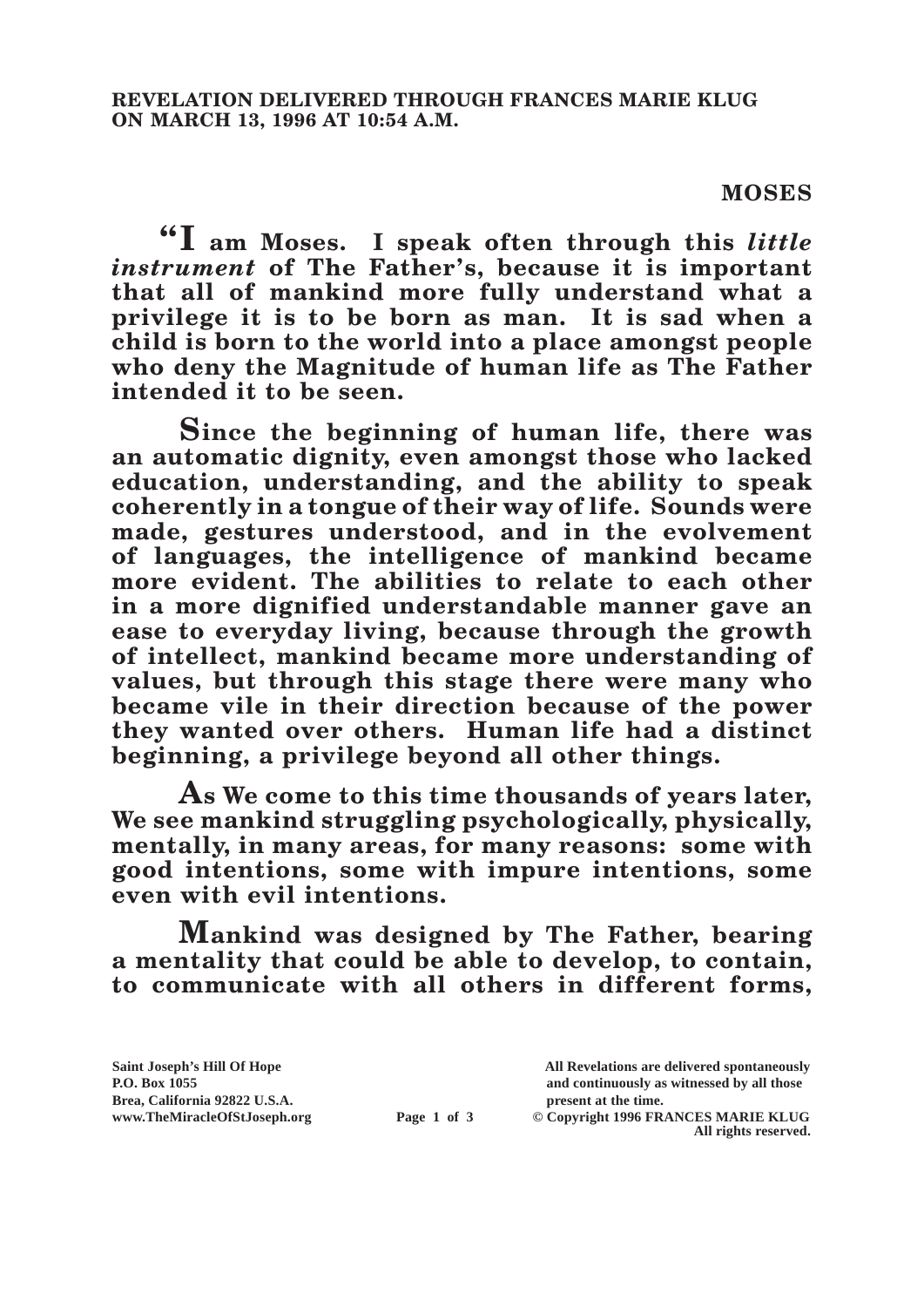**REVELATION DELIVERED THROUGH FRANCES MARIE KLUG ON MARCH 13, 1996 AT 10:54 A.M.**

**MOSES**

**"I am Moses. I speak often through this *little instrument* of The Father's, because it is important that all of mankind more fully understand what a privilege it is to be born as man. It is sad when a child is born to the world into a place amongst people who deny the Magnitude of human life as The Father intended it to be seen.**

**Since the beginning of human life, there was an automatic dignity, even amongst those who lacked education, understanding, and the ability to speak coherently in a tongue of their way of life. Sounds were made, gestures understood, and in the evolvement of languages, the intelligence of mankind became more evident. The abilities to relate to each other in a more dignified understandable manner gave an ease to everyday living, because through the growth of intellect, mankind became more understanding of values, but through this stage there were many who became vile in their direction because of the power they wanted over others. Human life had a distinct beginning, a privilege beyond all other things.**

**As We come to this time thousands of years later, We see mankind struggling psychologically, physically, mentally, in many areas, for many reasons: some with good intentions, some with impure intentions, some even with evil intentions.**

**Mankind was designed by The Father, bearing a mentality that could be able to develop, to contain, to communicate with all others in different forms,**

Saint Joseph's Hill Of Hope
P.O. Box 1055
Brea, California 92822 U.S.A.
www.TheMiracleOfStJoseph.org

All Revelations are delivered spontaneously and continuously as witnessed by all those present at the time.
© Copyright 1996 FRANCES MARIE KLUG
All rights reserved.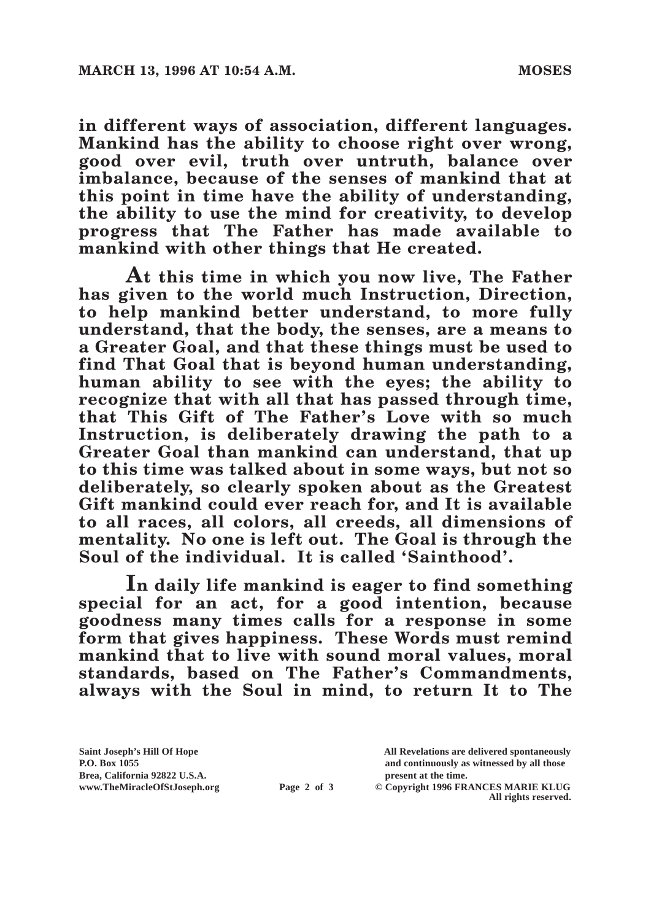**in different ways of association, different languages. Mankind has the ability to choose right over wrong, good over evil, truth over untruth, balance over imbalance, because of the senses of mankind that at this point in time have the ability of understanding, the ability to use the mind for creativity, to develop progress that The Father has made available to mankind with other things that He created.**

**At this time in which you now live, The Father has given to the world much Instruction, Direction, to help mankind better understand, to more fully understand, that the body, the senses, are a means to a Greater Goal, and that these things must be used to find That Goal that is beyond human understanding, human ability to see with the eyes; the ability to recognize that with all that has passed through time, that This Gift of The Father's Love with so much Instruction, is deliberately drawing the path to a Greater Goal than mankind can understand, that up to this time was talked about in some ways, but not so deliberately, so clearly spoken about as the Greatest Gift mankind could ever reach for, and It is available to all races, all colors, all creeds, all dimensions of mentality. No one is left out. The Goal is through the Soul of the individual. It is called 'Sainthood'.**

**In daily life mankind is eager to find something special for an act, for a good intention, because goodness many times calls for a response in some form that gives happiness. These Words must remind mankind that to live with sound moral values, moral standards, based on The Father's Commandments, always with the Soul in mind, to return It to The**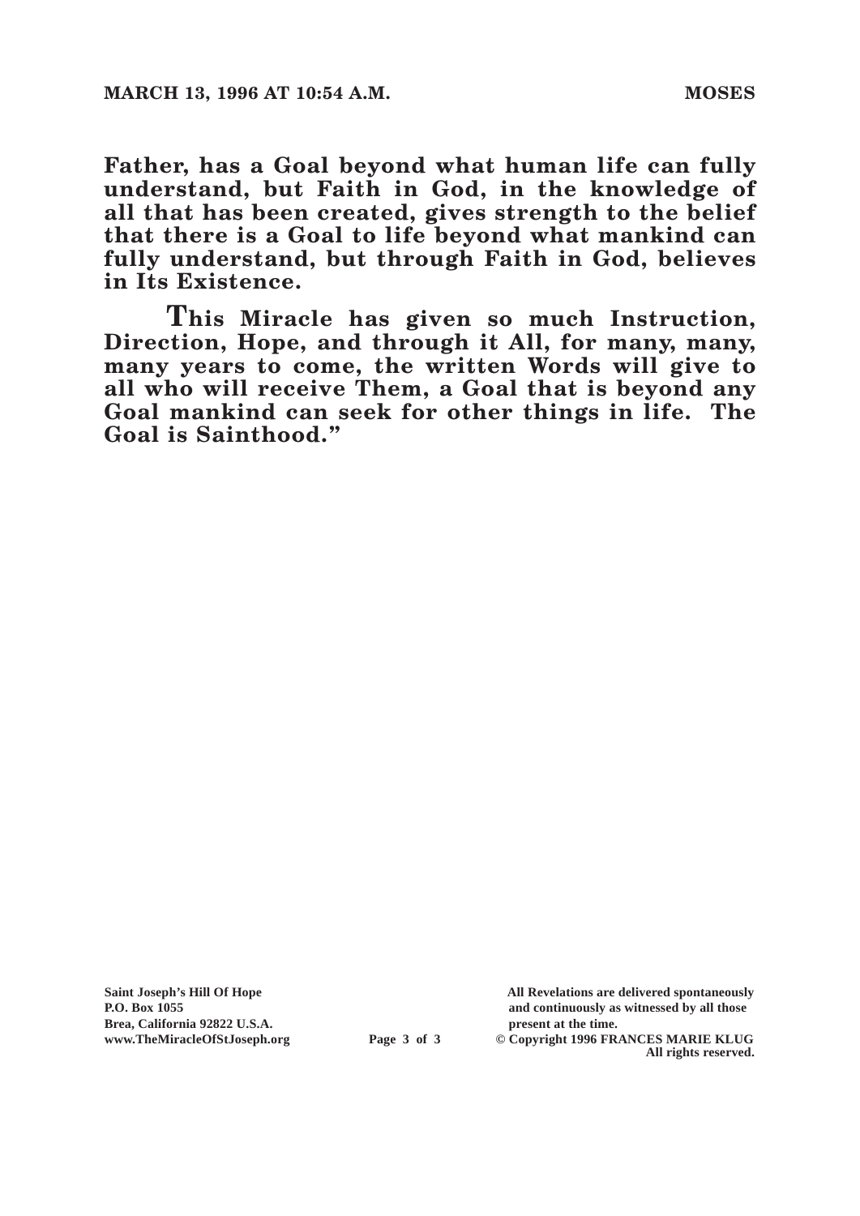**Father, has a Goal beyond what human life can fully understand, but Faith in God, in the knowledge of all that has been created, gives strength to the belief that there is a Goal to life beyond what mankind can fully understand, but through Faith in God, believes in Its Existence.**

**This Miracle has given so much Instruction, Direction, Hope, and through it All, for many, many, many years to come, the written Words will give to all who will receive Them, a Goal that is beyond any Goal mankind can seek for other things in life. The Goal is Sainthood."**

**Saint Joseph's Hill Of Hope**
**P.O. Box 1055**
**Brea, California 92822 U.S.A.**
**www.TheMiracleOfStJoseph.org**

**All Revelations are delivered spontaneously and continuously as witnessed by all those present at the time.**
**© Copyright 1996 FRANCES MARIE KLUG**
**All rights reserved.**